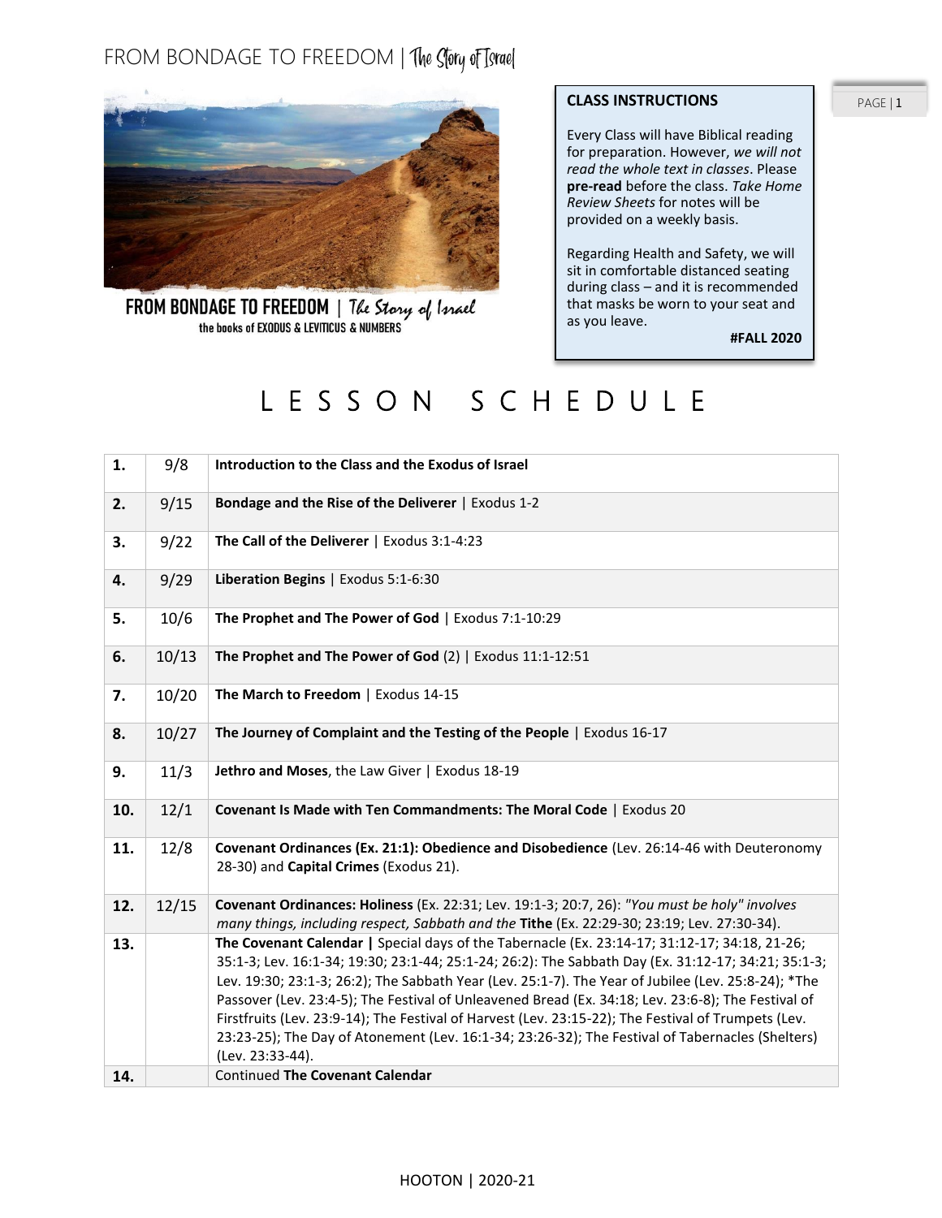# FROM BONDAGE TO FREEDOM | The Story of Israel

**FROM BONDAGE TO FREEDOM** | *The Story of Israel*
the books of EXODUS & LEVITICUS & NUMBERS

**CLASS INSTRUCTIONS**

Every Class will have Biblical reading for preparation. However, *we will not read the whole text in classes*. Please **pre-read** before the class. *Take Home Review Sheets* for notes will be provided on a weekly basis.

Regarding Health and Safety, we will sit in comfortable distanced seating during class – and it is recommended that masks be worn to your seat and as you leave.

**#FALL 2020**

## L E S S O N   S C H E D U L E

| | | |
|---|---|---|
| **1.** | 9/8 | **Introduction to the Class and the Exodus of Israel** |
| **2.** | 9/15 | **Bondage and the Rise of the Deliverer** \| Exodus 1-2 |
| **3.** | 9/22 | **The Call of the Deliverer** \| Exodus 3:1-4:23 |
| **4.** | 9/29 | **Liberation Begins** \| Exodus 5:1-6:30 |
| **5.** | 10/6 | **The Prophet and The Power of God** \| Exodus 7:1-10:29 |
| **6.** | 10/13 | **The Prophet and The Power of God** (2) \| Exodus 11:1-12:51 |
| **7.** | 10/20 | **The March to Freedom** \| Exodus 14-15 |
| **8.** | 10/27 | **The Journey of Complaint and the Testing of the People** \| Exodus 16-17 |
| **9.** | 11/3 | **Jethro and Moses**, the Law Giver \| Exodus 18-19 |
| **10.** | 12/1 | **Covenant Is Made with Ten Commandments: The Moral Code** \| Exodus 20 |
| **11.** | 12/8 | **Covenant Ordinances (Ex. 21:1): Obedience and Disobedience** (Lev. 26:14-46 with Deuteronomy 28-30) and **Capital Crimes** (Exodus 21). |
| **12.** | 12/15 | **Covenant Ordinances: Holiness** (Ex. 22:31; Lev. 19:1-3; 20:7, 26): *"You must be holy" involves many things, including respect, Sabbath and the* **Tithe** (Ex. 22:29-30; 23:19; Lev. 27:30-34). |
| **13.** | | **The Covenant Calendar \|** Special days of the Tabernacle (Ex. 23:14-17; 31:12-17; 34:18, 21-26; 35:1-3; Lev. 16:1-34; 19:30; 23:1-44; 25:1-24; 26:2): The Sabbath Day (Ex. 31:12-17; 34:21; 35:1-3; Lev. 19:30; 23:1-3; 26:2); The Sabbath Year (Lev. 25:1-7). The Year of Jubilee (Lev. 25:8-24); *The Passover (Lev. 23:4-5); The Festival of Unleavened Bread (Ex. 34:18; Lev. 23:6-8); The Festival of Firstfruits (Lev. 23:9-14); The Festival of Harvest (Lev. 23:15-22); The Festival of Trumpets (Lev. 23:23-25); The Day of Atonement (Lev. 16:1-34; 23:26-32); The Festival of Tabernacles (Shelters) (Lev. 23:33-44). |
| **14.** | | Continued **The Covenant Calendar** |

HOOTON | 2020-21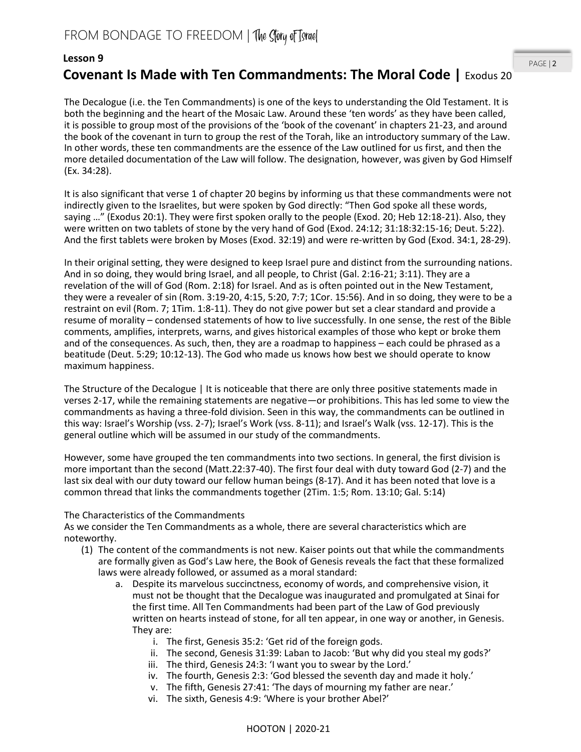**Lesson 9**

## Covenant Is Made with Ten Commandments: The Moral Code | Exodus 20

The Decalogue (i.e. the Ten Commandments) is one of the keys to understanding the Old Testament. It is both the beginning and the heart of the Mosaic Law. Around these 'ten words' as they have been called, it is possible to group most of the provisions of the 'book of the covenant' in chapters 21-23, and around the book of the covenant in turn to group the rest of the Torah, like an introductory summary of the Law. In other words, these ten commandments are the essence of the Law outlined for us first, and then the more detailed documentation of the Law will follow. The designation, however, was given by God Himself (Ex. 34:28).

It is also significant that verse 1 of chapter 20 begins by informing us that these commandments were not indirectly given to the Israelites, but were spoken by God directly: "Then God spoke all these words, saying …" (Exodus 20:1). They were first spoken orally to the people (Exod. 20; Heb 12:18-21). Also, they were written on two tablets of stone by the very hand of God (Exod. 24:12; 31:18:32:15-16; Deut. 5:22). And the first tablets were broken by Moses (Exod. 32:19) and were re-written by God (Exod. 34:1, 28-29).

In their original setting, they were designed to keep Israel pure and distinct from the surrounding nations. And in so doing, they would bring Israel, and all people, to Christ (Gal. 2:16-21; 3:11). They are a revelation of the will of God (Rom. 2:18) for Israel. And as is often pointed out in the New Testament, they were a revealer of sin (Rom. 3:19-20, 4:15, 5:20, 7:7; 1Cor. 15:56). And in so doing, they were to be a restraint on evil (Rom. 7; 1Tim. 1:8-11). They do not give power but set a clear standard and provide a resume of morality – condensed statements of how to live successfully. In one sense, the rest of the Bible comments, amplifies, interprets, warns, and gives historical examples of those who kept or broke them and of the consequences. As such, then, they are a roadmap to happiness – each could be phrased as a beatitude (Deut. 5:29; 10:12-13). The God who made us knows how best we should operate to know maximum happiness.

The Structure of the Decalogue | It is noticeable that there are only three positive statements made in verses 2-17, while the remaining statements are negative—or prohibitions. This has led some to view the commandments as having a three-fold division. Seen in this way, the commandments can be outlined in this way: Israel's Worship (vss. 2-7); Israel's Work (vss. 8-11); and Israel's Walk (vss. 12-17). This is the general outline which will be assumed in our study of the commandments.

However, some have grouped the ten commandments into two sections. In general, the first division is more important than the second (Matt.22:37-40). The first four deal with duty toward God (2-7) and the last six deal with our duty toward our fellow human beings (8-17). And it has been noted that love is a common thread that links the commandments together (2Tim. 1:5; Rom. 13:10; Gal. 5:14)

The Characteristics of the Commandments

As we consider the Ten Commandments as a whole, there are several characteristics which are noteworthy.

(1) The content of the commandments is not new. Kaiser points out that while the commandments are formally given as God's Law here, the Book of Genesis reveals the fact that these formalized laws were already followed, or assumed as a moral standard:
   a. Despite its marvelous succinctness, economy of words, and comprehensive vision, it must not be thought that the Decalogue was inaugurated and promulgated at Sinai for the first time. All Ten Commandments had been part of the Law of God previously written on hearts instead of stone, for all ten appear, in one way or another, in Genesis. They are:
      i. The first, Genesis 35:2: 'Get rid of the foreign gods.
      ii. The second, Genesis 31:39: Laban to Jacob: 'But why did you steal my gods?'
      iii. The third, Genesis 24:3: 'I want you to swear by the Lord.'
      iv. The fourth, Genesis 2:3: 'God blessed the seventh day and made it holy.'
      v. The fifth, Genesis 27:41: 'The days of mourning my father are near.'
      vi. The sixth, Genesis 4:9: 'Where is your brother Abel?'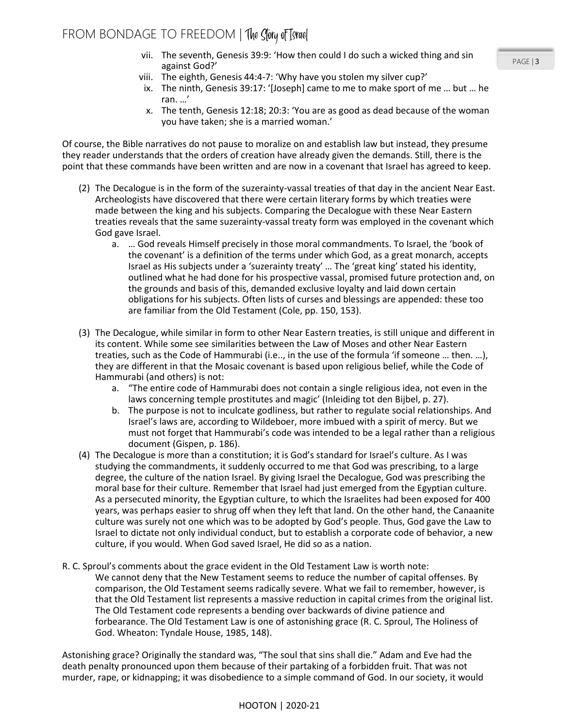vii. The seventh, Genesis 39:9: 'How then could I do such a wicked thing and sin against God?'
viii. The eighth, Genesis 44:4-7: 'Why have you stolen my silver cup?'
ix. The ninth, Genesis 39:17: '[Joseph] came to me to make sport of me … but … he ran. …'
x. The tenth, Genesis 12:18; 20:3: 'You are as good as dead because of the woman you have taken; she is a married woman.'

Of course, the Bible narratives do not pause to moralize on and establish law but instead, they presume they reader understands that the orders of creation have already given the demands. Still, there is the point that these commands have been written and are now in a covenant that Israel has agreed to keep.

(2) The Decalogue is in the form of the suzerainty-vassal treaties of that day in the ancient Near East. Archeologists have discovered that there were certain literary forms by which treaties were made between the king and his subjects. Comparing the Decalogue with these Near Eastern treaties reveals that the same suzerainty-vassal treaty form was employed in the covenant which God gave Israel.
  a. … God reveals Himself precisely in those moral commandments. To Israel, the 'book of the covenant' is a definition of the terms under which God, as a great monarch, accepts Israel as His subjects under a 'suzerainty treaty' … The 'great king' stated his identity, outlined what he had done for his prospective vassal, promised future protection and, on the grounds and basis of this, demanded exclusive loyalty and laid down certain obligations for his subjects. Often lists of curses and blessings are appended: these too are familiar from the Old Testament (Cole, pp. 150, 153).

(3) The Decalogue, while similar in form to other Near Eastern treaties, is still unique and different in its content. While some see similarities between the Law of Moses and other Near Eastern treaties, such as the Code of Hammurabi (i.e.., in the use of the formula 'if someone … then. …), they are different in that the Mosaic covenant is based upon religious belief, while the Code of Hammurabi (and others) is not:
  a. "The entire code of Hammurabi does not contain a single religious idea, not even in the laws concerning temple prostitutes and magic' (Inleiding tot den Bijbel, p. 27).
  b. The purpose is not to inculcate godliness, but rather to regulate social relationships. And Israel's laws are, according to Wildeboer, more imbued with a spirit of mercy. But we must not forget that Hammurabi's code was intended to be a legal rather than a religious document (Gispen, p. 186).

(4) The Decalogue is more than a constitution; it is God's standard for Israel's culture. As I was studying the commandments, it suddenly occurred to me that God was prescribing, to a large degree, the culture of the nation Israel. By giving Israel the Decalogue, God was prescribing the moral base for their culture. Remember that Israel had just emerged from the Egyptian culture. As a persecuted minority, the Egyptian culture, to which the Israelites had been exposed for 400 years, was perhaps easier to shrug off when they left that land. On the other hand, the Canaanite culture was surely not one which was to be adopted by God's people. Thus, God gave the Law to Israel to dictate not only individual conduct, but to establish a corporate code of behavior, a new culture, if you would. When God saved Israel, He did so as a nation.

R. C. Sproul's comments about the grace evident in the Old Testament Law is worth note:

> We cannot deny that the New Testament seems to reduce the number of capital offenses. By comparison, the Old Testament seems radically severe. What we fail to remember, however, is that the Old Testament list represents a massive reduction in capital crimes from the original list. The Old Testament code represents a bending over backwards of divine patience and forbearance. The Old Testament Law is one of astonishing grace (R. C. Sproul, The Holiness of God. Wheaton: Tyndale House, 1985, 148).

Astonishing grace? Originally the standard was, "The soul that sins shall die." Adam and Eve had the death penalty pronounced upon them because of their partaking of a forbidden fruit. That was not murder, rape, or kidnapping; it was disobedience to a simple command of God. In our society, it would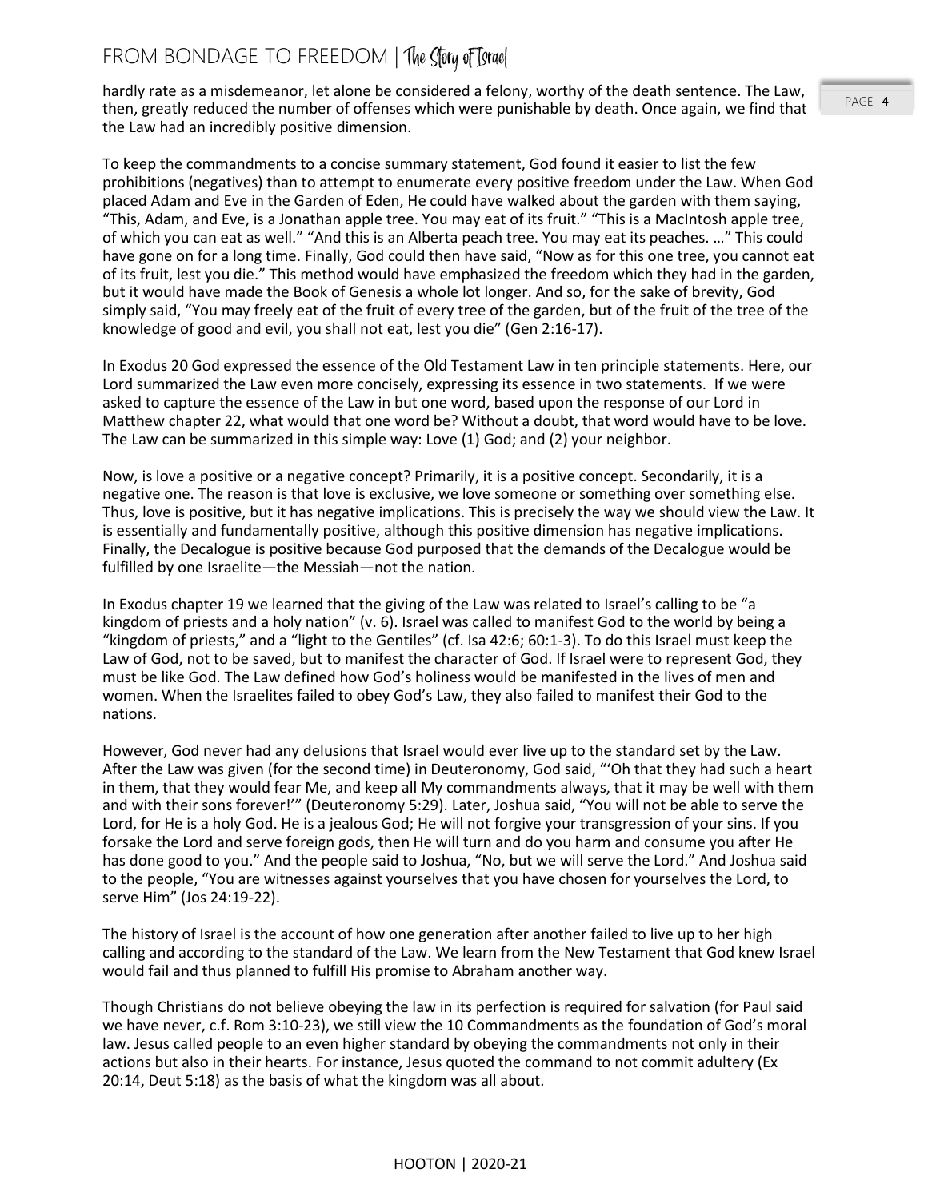hardly rate as a misdemeanor, let alone be considered a felony, worthy of the death sentence. The Law, then, greatly reduced the number of offenses which were punishable by death. Once again, we find that the Law had an incredibly positive dimension.

To keep the commandments to a concise summary statement, God found it easier to list the few prohibitions (negatives) than to attempt to enumerate every positive freedom under the Law. When God placed Adam and Eve in the Garden of Eden, He could have walked about the garden with them saying, "This, Adam, and Eve, is a Jonathan apple tree. You may eat of its fruit." "This is a MacIntosh apple tree, of which you can eat as well." "And this is an Alberta peach tree. You may eat its peaches. …" This could have gone on for a long time. Finally, God could then have said, "Now as for this one tree, you cannot eat of its fruit, lest you die." This method would have emphasized the freedom which they had in the garden, but it would have made the Book of Genesis a whole lot longer. And so, for the sake of brevity, God simply said, "You may freely eat of the fruit of every tree of the garden, but of the fruit of the tree of the knowledge of good and evil, you shall not eat, lest you die" (Gen 2:16-17).

In Exodus 20 God expressed the essence of the Old Testament Law in ten principle statements. Here, our Lord summarized the Law even more concisely, expressing its essence in two statements. If we were asked to capture the essence of the Law in but one word, based upon the response of our Lord in Matthew chapter 22, what would that one word be? Without a doubt, that word would have to be love. The Law can be summarized in this simple way: Love (1) God; and (2) your neighbor.

Now, is love a positive or a negative concept? Primarily, it is a positive concept. Secondarily, it is a negative one. The reason is that love is exclusive, we love someone or something over something else. Thus, love is positive, but it has negative implications. This is precisely the way we should view the Law. It is essentially and fundamentally positive, although this positive dimension has negative implications. Finally, the Decalogue is positive because God purposed that the demands of the Decalogue would be fulfilled by one Israelite—the Messiah—not the nation.

In Exodus chapter 19 we learned that the giving of the Law was related to Israel's calling to be "a kingdom of priests and a holy nation" (v. 6). Israel was called to manifest God to the world by being a "kingdom of priests," and a "light to the Gentiles" (cf. Isa 42:6; 60:1-3). To do this Israel must keep the Law of God, not to be saved, but to manifest the character of God. If Israel were to represent God, they must be like God. The Law defined how God's holiness would be manifested in the lives of men and women. When the Israelites failed to obey God's Law, they also failed to manifest their God to the nations.

However, God never had any delusions that Israel would ever live up to the standard set by the Law. After the Law was given (for the second time) in Deuteronomy, God said, "'Oh that they had such a heart in them, that they would fear Me, and keep all My commandments always, that it may be well with them and with their sons forever!'" (Deuteronomy 5:29). Later, Joshua said, "You will not be able to serve the Lord, for He is a holy God. He is a jealous God; He will not forgive your transgression of your sins. If you forsake the Lord and serve foreign gods, then He will turn and do you harm and consume you after He has done good to you." And the people said to Joshua, "No, but we will serve the Lord." And Joshua said to the people, "You are witnesses against yourselves that you have chosen for yourselves the Lord, to serve Him" (Jos 24:19-22).

The history of Israel is the account of how one generation after another failed to live up to her high calling and according to the standard of the Law. We learn from the New Testament that God knew Israel would fail and thus planned to fulfill His promise to Abraham another way.

Though Christians do not believe obeying the law in its perfection is required for salvation (for Paul said we have never, c.f. Rom 3:10-23), we still view the 10 Commandments as the foundation of God's moral law. Jesus called people to an even higher standard by obeying the commandments not only in their actions but also in their hearts. For instance, Jesus quoted the command to not commit adultery (Ex 20:14, Deut 5:18) as the basis of what the kingdom was all about.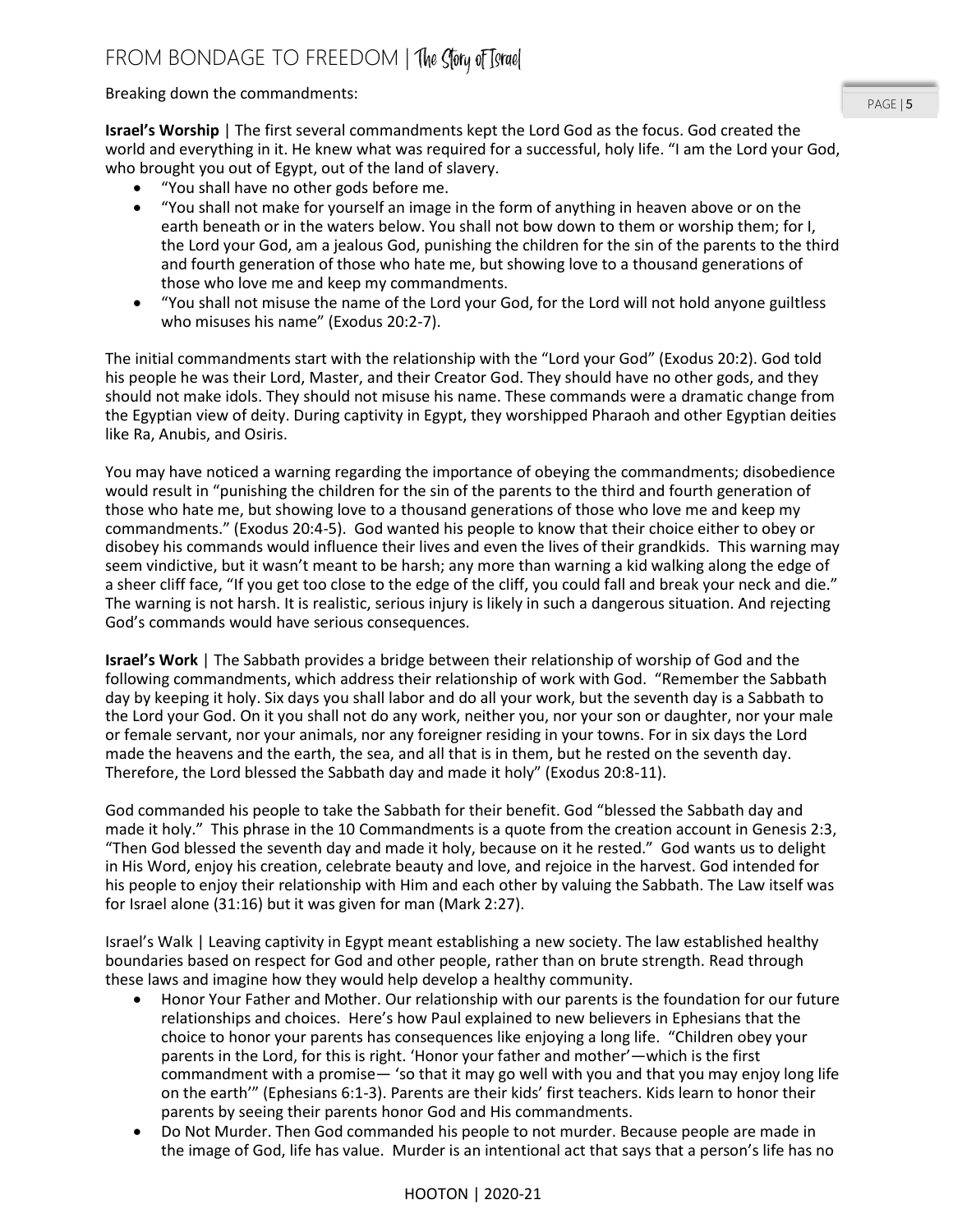Breaking down the commandments:

**Israel's Worship** | The first several commandments kept the Lord God as the focus. God created the world and everything in it. He knew what was required for a successful, holy life. "I am the Lord your God, who brought you out of Egypt, out of the land of slavery.

- "You shall have no other gods before me.
- "You shall not make for yourself an image in the form of anything in heaven above or on the earth beneath or in the waters below. You shall not bow down to them or worship them; for I, the Lord your God, am a jealous God, punishing the children for the sin of the parents to the third and fourth generation of those who hate me, but showing love to a thousand generations of those who love me and keep my commandments.
- "You shall not misuse the name of the Lord your God, for the Lord will not hold anyone guiltless who misuses his name" (Exodus 20:2-7).

The initial commandments start with the relationship with the "Lord your God" (Exodus 20:2). God told his people he was their Lord, Master, and their Creator God. They should have no other gods, and they should not make idols. They should not misuse his name. These commands were a dramatic change from the Egyptian view of deity. During captivity in Egypt, they worshipped Pharaoh and other Egyptian deities like Ra, Anubis, and Osiris.

You may have noticed a warning regarding the importance of obeying the commandments; disobedience would result in "punishing the children for the sin of the parents to the third and fourth generation of those who hate me, but showing love to a thousand generations of those who love me and keep my commandments." (Exodus 20:4-5). God wanted his people to know that their choice either to obey or disobey his commands would influence their lives and even the lives of their grandkids. This warning may seem vindictive, but it wasn't meant to be harsh; any more than warning a kid walking along the edge of a sheer cliff face, "If you get too close to the edge of the cliff, you could fall and break your neck and die." The warning is not harsh. It is realistic, serious injury is likely in such a dangerous situation. And rejecting God's commands would have serious consequences.

**Israel's Work** | The Sabbath provides a bridge between their relationship of worship of God and the following commandments, which address their relationship of work with God. "Remember the Sabbath day by keeping it holy. Six days you shall labor and do all your work, but the seventh day is a Sabbath to the Lord your God. On it you shall not do any work, neither you, nor your son or daughter, nor your male or female servant, nor your animals, nor any foreigner residing in your towns. For in six days the Lord made the heavens and the earth, the sea, and all that is in them, but he rested on the seventh day. Therefore, the Lord blessed the Sabbath day and made it holy" (Exodus 20:8-11).

God commanded his people to take the Sabbath for their benefit. God "blessed the Sabbath day and made it holy." This phrase in the 10 Commandments is a quote from the creation account in Genesis 2:3, "Then God blessed the seventh day and made it holy, because on it he rested." God wants us to delight in His Word, enjoy his creation, celebrate beauty and love, and rejoice in the harvest. God intended for his people to enjoy their relationship with Him and each other by valuing the Sabbath. The Law itself was for Israel alone (31:16) but it was given for man (Mark 2:27).

Israel's Walk | Leaving captivity in Egypt meant establishing a new society. The law established healthy boundaries based on respect for God and other people, rather than on brute strength. Read through these laws and imagine how they would help develop a healthy community.

- Honor Your Father and Mother. Our relationship with our parents is the foundation for our future relationships and choices. Here's how Paul explained to new believers in Ephesians that the choice to honor your parents has consequences like enjoying a long life. "Children obey your parents in the Lord, for this is right. 'Honor your father and mother'—which is the first commandment with a promise— 'so that it may go well with you and that you may enjoy long life on the earth'" (Ephesians 6:1-3). Parents are their kids' first teachers. Kids learn to honor their parents by seeing their parents honor God and His commandments.
- Do Not Murder. Then God commanded his people to not murder. Because people are made in the image of God, life has value. Murder is an intentional act that says that a person's life has no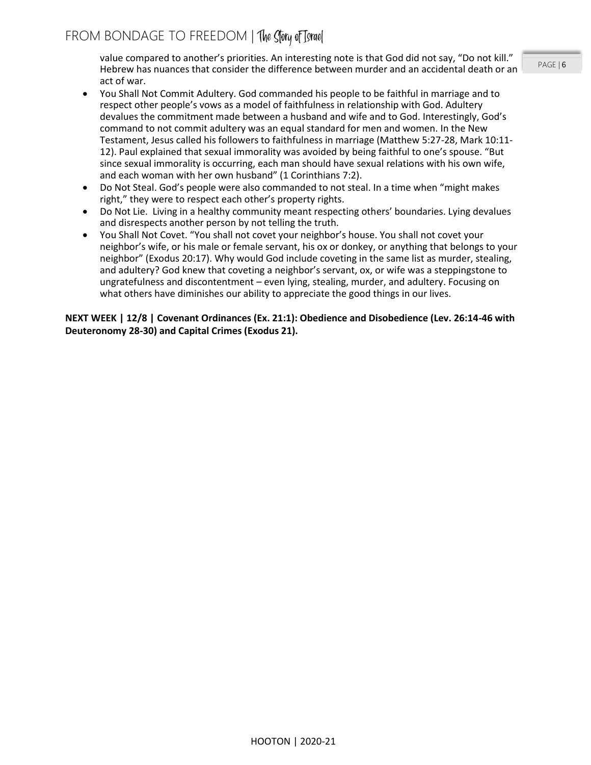value compared to another's priorities. An interesting note is that God did not say, "Do not kill." Hebrew has nuances that consider the difference between murder and an accidental death or an act of war.

- You Shall Not Commit Adultery. God commanded his people to be faithful in marriage and to respect other people's vows as a model of faithfulness in relationship with God. Adultery devalues the commitment made between a husband and wife and to God. Interestingly, God's command to not commit adultery was an equal standard for men and women. In the New Testament, Jesus called his followers to faithfulness in marriage (Matthew 5:27-28, Mark 10:11-12). Paul explained that sexual immorality was avoided by being faithful to one's spouse. "But since sexual immorality is occurring, each man should have sexual relations with his own wife, and each woman with her own husband" (1 Corinthians 7:2).
- Do Not Steal. God's people were also commanded to not steal. In a time when "might makes right," they were to respect each other's property rights.
- Do Not Lie. Living in a healthy community meant respecting others' boundaries. Lying devalues and disrespects another person by not telling the truth.
- You Shall Not Covet. "You shall not covet your neighbor's house. You shall not covet your neighbor's wife, or his male or female servant, his ox or donkey, or anything that belongs to your neighbor" (Exodus 20:17). Why would God include coveting in the same list as murder, stealing, and adultery? God knew that coveting a neighbor's servant, ox, or wife was a steppingstone to ungratefulness and discontentment – even lying, stealing, murder, and adultery. Focusing on what others have diminishes our ability to appreciate the good things in our lives.

**NEXT WEEK | 12/8 | Covenant Ordinances (Ex. 21:1): Obedience and Disobedience (Lev. 26:14-46 with Deuteronomy 28-30) and Capital Crimes (Exodus 21).**